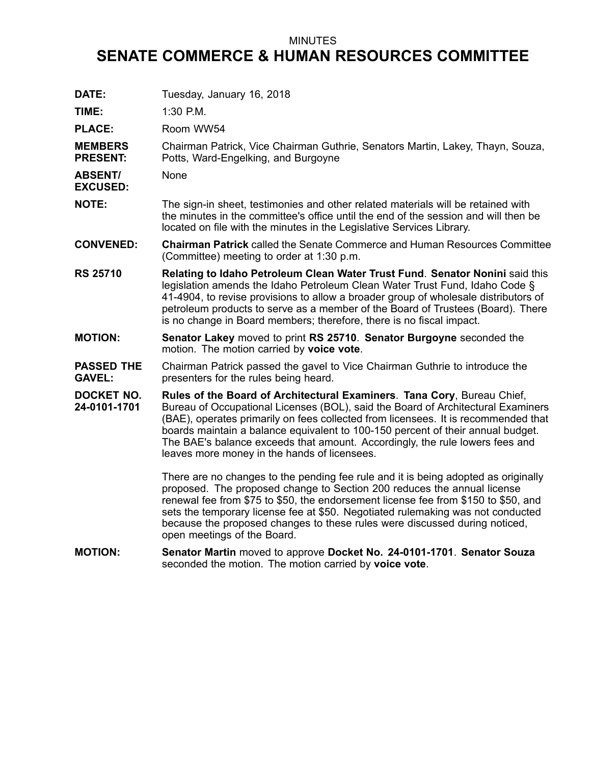MINUTES

# SENATE COMMERCE & HUMAN RESOURCES COMMITTEE

**DATE:** Tuesday, January 16, 2018

**TIME:** 1:30 P.M.

**PLACE:** Room WW54

**MEMBERS PRESENT:** Chairman Patrick, Vice Chairman Guthrie, Senators Martin, Lakey, Thayn, Souza, Potts, Ward-Engelking, and Burgoyne

**ABSENT/ EXCUSED:** None

**NOTE:** The sign-in sheet, testimonies and other related materials will be retained with the minutes in the committee's office until the end of the session and will then be located on file with the minutes in the Legislative Services Library.

**CONVENED:** **Chairman Patrick** called the Senate Commerce and Human Resources Committee (Committee) meeting to order at 1:30 p.m.

**RS 25710** **Relating to Idaho Petroleum Clean Water Trust Fund**. **Senator Nonini** said this legislation amends the Idaho Petroleum Clean Water Trust Fund, Idaho Code § 41-4904, to revise provisions to allow a broader group of wholesale distributors of petroleum products to serve as a member of the Board of Trustees (Board). There is no change in Board members; therefore, there is no fiscal impact.

**MOTION:** **Senator Lakey** moved to print **RS 25710**. **Senator Burgoyne** seconded the motion. The motion carried by **voice vote**.

**PASSED THE GAVEL:** Chairman Patrick passed the gavel to Vice Chairman Guthrie to introduce the presenters for the rules being heard.

**DOCKET NO. 24-0101-1701** **Rules of the Board of Architectural Examiners**. **Tana Cory**, Bureau Chief, Bureau of Occupational Licenses (BOL), said the Board of Architectural Examiners (BAE), operates primarily on fees collected from licensees. It is recommended that boards maintain a balance equivalent to 100-150 percent of their annual budget. The BAE's balance exceeds that amount. Accordingly, the rule lowers fees and leaves more money in the hands of licensees.

There are no changes to the pending fee rule and it is being adopted as originally proposed. The proposed change to Section 200 reduces the annual license renewal fee from $75 to $50, the endorsement license fee from $150 to $50, and sets the temporary license fee at $50. Negotiated rulemaking was not conducted because the proposed changes to these rules were discussed during noticed, open meetings of the Board.

**MOTION:** **Senator Martin** moved to approve **Docket No. 24-0101-1701**. **Senator Souza** seconded the motion. The motion carried by **voice vote**.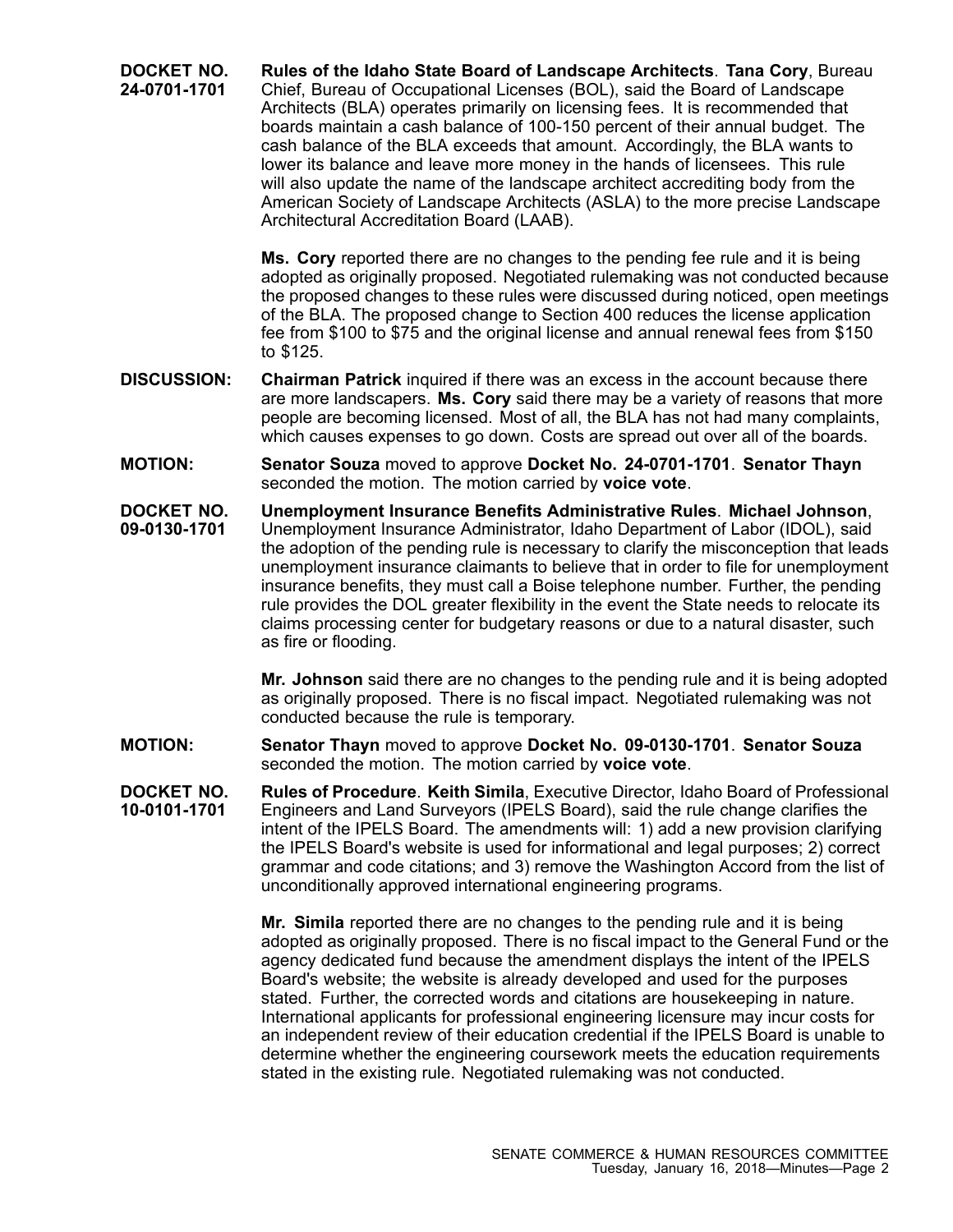**DOCKET NO. 24-0701-1701** **Rules of the Idaho State Board of Landscape Architects**. **Tana Cory**, Bureau Chief, Bureau of Occupational Licenses (BOL), said the Board of Landscape Architects (BLA) operates primarily on licensing fees. It is recommended that boards maintain a cash balance of 100-150 percent of their annual budget. The cash balance of the BLA exceeds that amount. Accordingly, the BLA wants to lower its balance and leave more money in the hands of licensees. This rule will also update the name of the landscape architect accrediting body from the American Society of Landscape Architects (ASLA) to the more precise Landscape Architectural Accreditation Board (LAAB).

**Ms. Cory** reported there are no changes to the pending fee rule and it is being adopted as originally proposed. Negotiated rulemaking was not conducted because the proposed changes to these rules were discussed during noticed, open meetings of the BLA. The proposed change to Section 400 reduces the license application fee from $100 to $75 and the original license and annual renewal fees from $150 to $125.

**DISCUSSION:** **Chairman Patrick** inquired if there was an excess in the account because there are more landscapers. **Ms. Cory** said there may be a variety of reasons that more people are becoming licensed. Most of all, the BLA has not had many complaints, which causes expenses to go down. Costs are spread out over all of the boards.

**MOTION:** **Senator Souza** moved to approve **Docket No. 24-0701-1701**. **Senator Thayn** seconded the motion. The motion carried by **voice vote**.

**DOCKET NO. 09-0130-1701** **Unemployment Insurance Benefits Administrative Rules**. **Michael Johnson**, Unemployment Insurance Administrator, Idaho Department of Labor (IDOL), said the adoption of the pending rule is necessary to clarify the misconception that leads unemployment insurance claimants to believe that in order to file for unemployment insurance benefits, they must call a Boise telephone number. Further, the pending rule provides the DOL greater flexibility in the event the State needs to relocate its claims processing center for budgetary reasons or due to a natural disaster, such as fire or flooding.

**Mr. Johnson** said there are no changes to the pending rule and it is being adopted as originally proposed. There is no fiscal impact. Negotiated rulemaking was not conducted because the rule is temporary.

**MOTION:** **Senator Thayn** moved to approve **Docket No. 09-0130-1701**. **Senator Souza** seconded the motion. The motion carried by **voice vote**.

**DOCKET NO. 10-0101-1701** **Rules of Procedure**. **Keith Simila**, Executive Director, Idaho Board of Professional Engineers and Land Surveyors (IPELS Board), said the rule change clarifies the intent of the IPELS Board. The amendments will: 1) add a new provision clarifying the IPELS Board's website is used for informational and legal purposes; 2) correct grammar and code citations; and 3) remove the Washington Accord from the list of unconditionally approved international engineering programs.

**Mr. Simila** reported there are no changes to the pending rule and it is being adopted as originally proposed. There is no fiscal impact to the General Fund or the agency dedicated fund because the amendment displays the intent of the IPELS Board's website; the website is already developed and used for the purposes stated. Further, the corrected words and citations are housekeeping in nature. International applicants for professional engineering licensure may incur costs for an independent review of their education credential if the IPELS Board is unable to determine whether the engineering coursework meets the education requirements stated in the existing rule. Negotiated rulemaking was not conducted.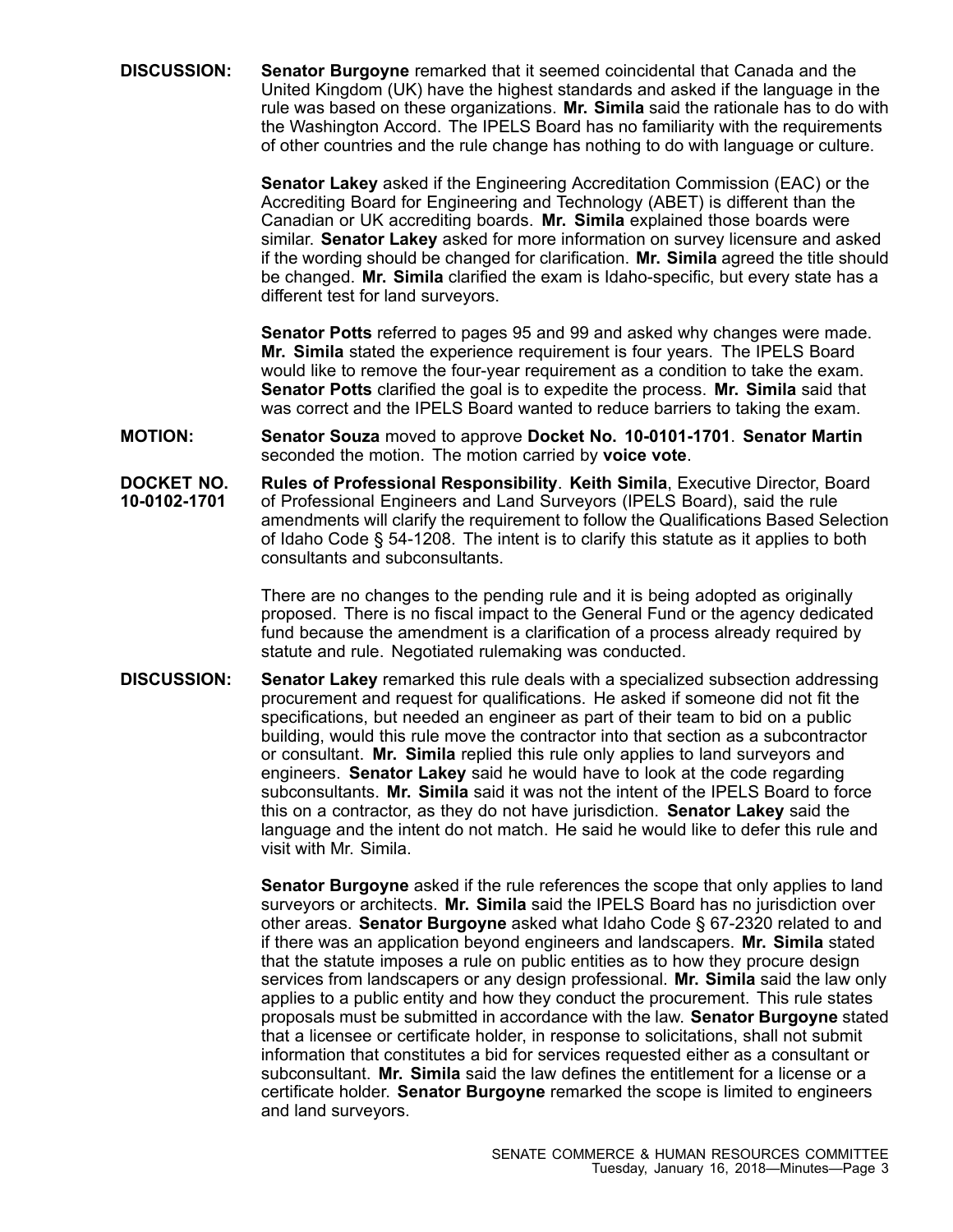**DISCUSSION:** **Senator Burgoyne** remarked that it seemed coincidental that Canada and the United Kingdom (UK) have the highest standards and asked if the language in the rule was based on these organizations. **Mr. Simila** said the rationale has to do with the Washington Accord. The IPELS Board has no familiarity with the requirements of other countries and the rule change has nothing to do with language or culture.

**Senator Lakey** asked if the Engineering Accreditation Commission (EAC) or the Accrediting Board for Engineering and Technology (ABET) is different than the Canadian or UK accrediting boards. **Mr. Simila** explained those boards were similar. **Senator Lakey** asked for more information on survey licensure and asked if the wording should be changed for clarification. **Mr. Simila** agreed the title should be changed. **Mr. Simila** clarified the exam is Idaho-specific, but every state has a different test for land surveyors.

**Senator Potts** referred to pages 95 and 99 and asked why changes were made. **Mr. Simila** stated the experience requirement is four years. The IPELS Board would like to remove the four-year requirement as a condition to take the exam. **Senator Potts** clarified the goal is to expedite the process. **Mr. Simila** said that was correct and the IPELS Board wanted to reduce barriers to taking the exam.

**MOTION:** **Senator Souza** moved to approve **Docket No. 10-0101-1701**. **Senator Martin** seconded the motion. The motion carried by **voice vote**.

**DOCKET NO. 10-0102-1701** **Rules of Professional Responsibility**. **Keith Simila**, Executive Director, Board of Professional Engineers and Land Surveyors (IPELS Board), said the rule amendments will clarify the requirement to follow the Qualifications Based Selection of Idaho Code § 54-1208. The intent is to clarify this statute as it applies to both consultants and subconsultants.

There are no changes to the pending rule and it is being adopted as originally proposed. There is no fiscal impact to the General Fund or the agency dedicated fund because the amendment is a clarification of a process already required by statute and rule. Negotiated rulemaking was conducted.

**DISCUSSION:** **Senator Lakey** remarked this rule deals with a specialized subsection addressing procurement and request for qualifications. He asked if someone did not fit the specifications, but needed an engineer as part of their team to bid on a public building, would this rule move the contractor into that section as a subcontractor or consultant. **Mr. Simila** replied this rule only applies to land surveyors and engineers. **Senator Lakey** said he would have to look at the code regarding subconsultants. **Mr. Simila** said it was not the intent of the IPELS Board to force this on a contractor, as they do not have jurisdiction. **Senator Lakey** said the language and the intent do not match. He said he would like to defer this rule and visit with Mr. Simila.

**Senator Burgoyne** asked if the rule references the scope that only applies to land surveyors or architects. **Mr. Simila** said the IPELS Board has no jurisdiction over other areas. **Senator Burgoyne** asked what Idaho Code § 67-2320 related to and if there was an application beyond engineers and landscapers. **Mr. Simila** stated that the statute imposes a rule on public entities as to how they procure design services from landscapers or any design professional. **Mr. Simila** said the law only applies to a public entity and how they conduct the procurement. This rule states proposals must be submitted in accordance with the law. **Senator Burgoyne** stated that a licensee or certificate holder, in response to solicitations, shall not submit information that constitutes a bid for services requested either as a consultant or subconsultant. **Mr. Simila** said the law defines the entitlement for a license or a certificate holder. **Senator Burgoyne** remarked the scope is limited to engineers and land surveyors.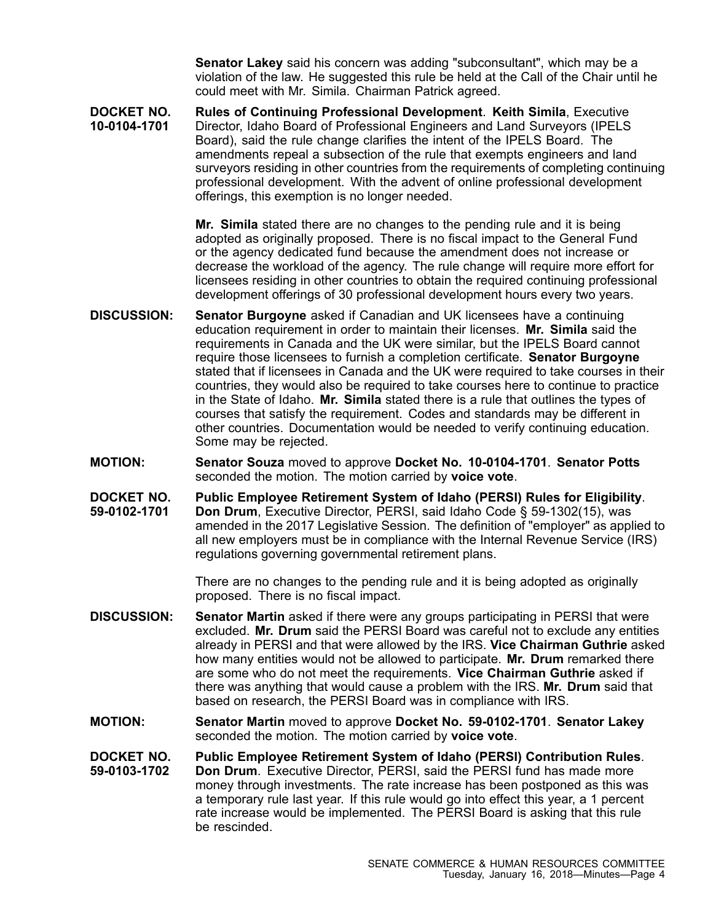**Senator Lakey** said his concern was adding "subconsultant", which may be a violation of the law. He suggested this rule be held at the Call of the Chair until he could meet with Mr. Simila. Chairman Patrick agreed.

**DOCKET NO. 10-0104-1701** **Rules of Continuing Professional Development**. **Keith Simila**, Executive Director, Idaho Board of Professional Engineers and Land Surveyors (IPELS Board), said the rule change clarifies the intent of the IPELS Board. The amendments repeal a subsection of the rule that exempts engineers and land surveyors residing in other countries from the requirements of completing continuing professional development. With the advent of online professional development offerings, this exemption is no longer needed.

**Mr. Simila** stated there are no changes to the pending rule and it is being adopted as originally proposed. There is no fiscal impact to the General Fund or the agency dedicated fund because the amendment does not increase or decrease the workload of the agency. The rule change will require more effort for licensees residing in other countries to obtain the required continuing professional development offerings of 30 professional development hours every two years.

**DISCUSSION:** **Senator Burgoyne** asked if Canadian and UK licensees have a continuing education requirement in order to maintain their licenses. **Mr. Simila** said the requirements in Canada and the UK were similar, but the IPELS Board cannot require those licensees to furnish a completion certificate. **Senator Burgoyne** stated that if licensees in Canada and the UK were required to take courses in their countries, they would also be required to take courses here to continue to practice in the State of Idaho. **Mr. Simila** stated there is a rule that outlines the types of courses that satisfy the requirement. Codes and standards may be different in other countries. Documentation would be needed to verify continuing education. Some may be rejected.

**MOTION:** **Senator Souza** moved to approve **Docket No. 10-0104-1701**. **Senator Potts** seconded the motion. The motion carried by **voice vote**.

**DOCKET NO. 59-0102-1701** **Public Employee Retirement System of Idaho (PERSI) Rules for Eligibility**. **Don Drum**, Executive Director, PERSI, said Idaho Code § 59-1302(15), was amended in the 2017 Legislative Session. The definition of "employer" as applied to all new employers must be in compliance with the Internal Revenue Service (IRS) regulations governing governmental retirement plans.

There are no changes to the pending rule and it is being adopted as originally proposed. There is no fiscal impact.

**DISCUSSION:** **Senator Martin** asked if there were any groups participating in PERSI that were excluded. **Mr. Drum** said the PERSI Board was careful not to exclude any entities already in PERSI and that were allowed by the IRS. **Vice Chairman Guthrie** asked how many entities would not be allowed to participate. **Mr. Drum** remarked there are some who do not meet the requirements. **Vice Chairman Guthrie** asked if there was anything that would cause a problem with the IRS. **Mr. Drum** said that based on research, the PERSI Board was in compliance with IRS.

**MOTION:** **Senator Martin** moved to approve **Docket No. 59-0102-1701**. **Senator Lakey** seconded the motion. The motion carried by **voice vote**.

**DOCKET NO. 59-0103-1702** **Public Employee Retirement System of Idaho (PERSI) Contribution Rules**. **Don Drum**. Executive Director, PERSI, said the PERSI fund has made more money through investments. The rate increase has been postponed as this was a temporary rule last year. If this rule would go into effect this year, a 1 percent rate increase would be implemented. The PERSI Board is asking that this rule be rescinded.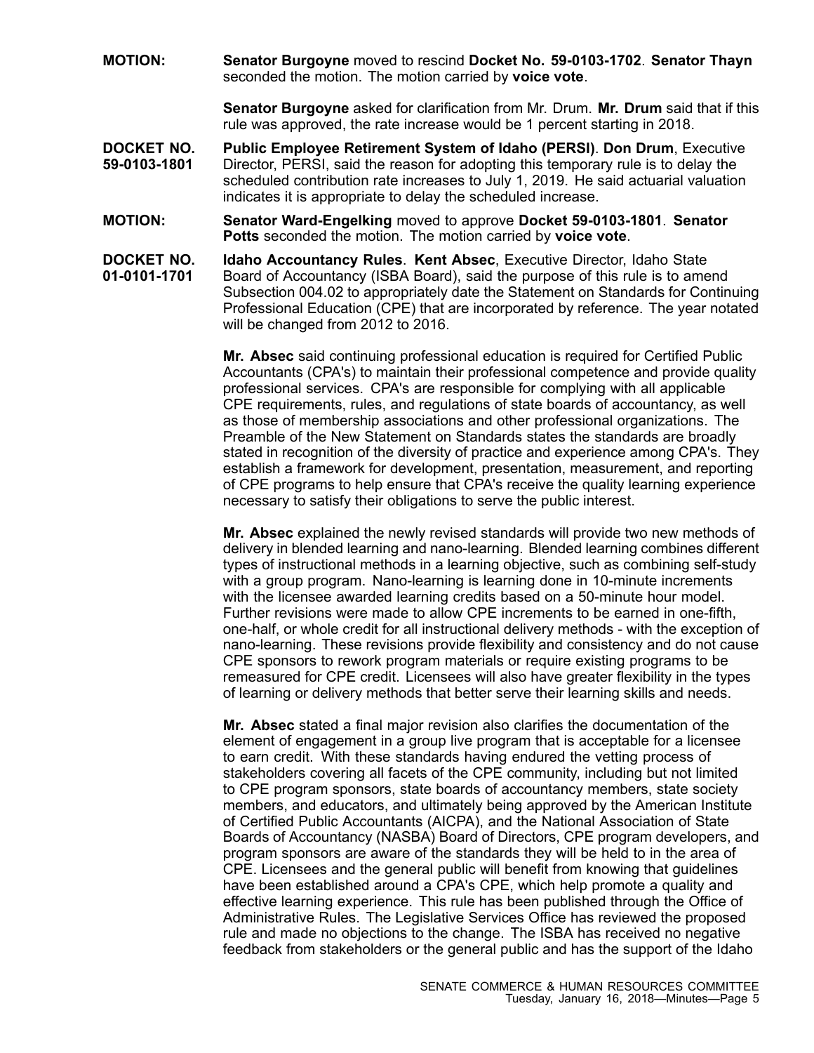**MOTION:** **Senator Burgoyne** moved to rescind **Docket No. 59-0103-1702**. **Senator Thayn** seconded the motion. The motion carried by **voice vote**.

**Senator Burgoyne** asked for clarification from Mr. Drum. **Mr. Drum** said that if this rule was approved, the rate increase would be 1 percent starting in 2018.

**DOCKET NO. 59-0103-1801** **Public Employee Retirement System of Idaho (PERSI)**. **Don Drum**, Executive Director, PERSI, said the reason for adopting this temporary rule is to delay the scheduled contribution rate increases to July 1, 2019. He said actuarial valuation indicates it is appropriate to delay the scheduled increase.

**MOTION:** **Senator Ward-Engelking** moved to approve **Docket 59-0103-1801**. **Senator Potts** seconded the motion. The motion carried by **voice vote**.

**DOCKET NO. 01-0101-1701** **Idaho Accountancy Rules**. **Kent Absec**, Executive Director, Idaho State Board of Accountancy (ISBA Board), said the purpose of this rule is to amend Subsection 004.02 to appropriately date the Statement on Standards for Continuing Professional Education (CPE) that are incorporated by reference. The year notated will be changed from 2012 to 2016.

**Mr. Absec** said continuing professional education is required for Certified Public Accountants (CPA's) to maintain their professional competence and provide quality professional services. CPA's are responsible for complying with all applicable CPE requirements, rules, and regulations of state boards of accountancy, as well as those of membership associations and other professional organizations. The Preamble of the New Statement on Standards states the standards are broadly stated in recognition of the diversity of practice and experience among CPA's. They establish a framework for development, presentation, measurement, and reporting of CPE programs to help ensure that CPA's receive the quality learning experience necessary to satisfy their obligations to serve the public interest.

**Mr. Absec** explained the newly revised standards will provide two new methods of delivery in blended learning and nano-learning. Blended learning combines different types of instructional methods in a learning objective, such as combining self-study with a group program. Nano-learning is learning done in 10-minute increments with the licensee awarded learning credits based on a 50-minute hour model. Further revisions were made to allow CPE increments to be earned in one-fifth, one-half, or whole credit for all instructional delivery methods - with the exception of nano-learning. These revisions provide flexibility and consistency and do not cause CPE sponsors to rework program materials or require existing programs to be remeasured for CPE credit. Licensees will also have greater flexibility in the types of learning or delivery methods that better serve their learning skills and needs.

**Mr. Absec** stated a final major revision also clarifies the documentation of the element of engagement in a group live program that is acceptable for a licensee to earn credit. With these standards having endured the vetting process of stakeholders covering all facets of the CPE community, including but not limited to CPE program sponsors, state boards of accountancy members, state society members, and educators, and ultimately being approved by the American Institute of Certified Public Accountants (AICPA), and the National Association of State Boards of Accountancy (NASBA) Board of Directors, CPE program developers, and program sponsors are aware of the standards they will be held to in the area of CPE. Licensees and the general public will benefit from knowing that guidelines have been established around a CPA's CPE, which help promote a quality and effective learning experience. This rule has been published through the Office of Administrative Rules. The Legislative Services Office has reviewed the proposed rule and made no objections to the change. The ISBA has received no negative feedback from stakeholders or the general public and has the support of the Idaho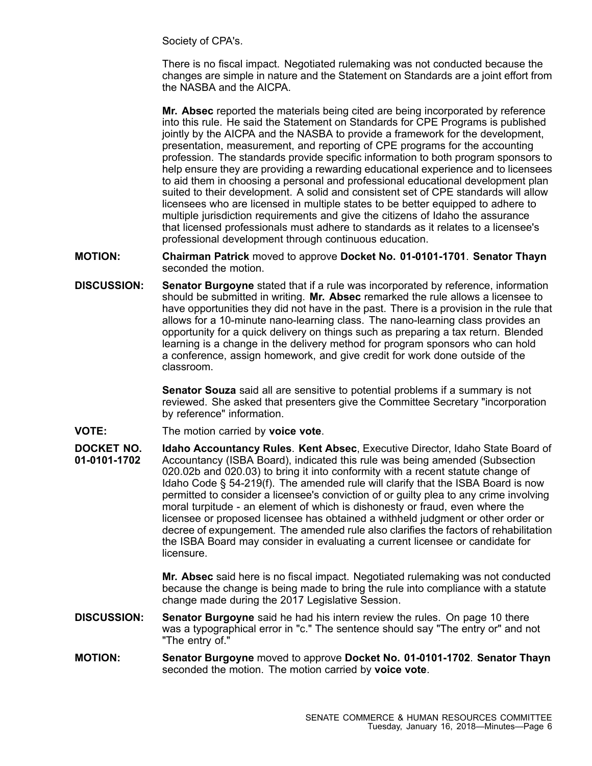Society of CPA's.

There is no fiscal impact. Negotiated rulemaking was not conducted because the changes are simple in nature and the Statement on Standards are a joint effort from the NASBA and the AICPA.

**Mr. Absec** reported the materials being cited are being incorporated by reference into this rule. He said the Statement on Standards for CPE Programs is published jointly by the AICPA and the NASBA to provide a framework for the development, presentation, measurement, and reporting of CPE programs for the accounting profession. The standards provide specific information to both program sponsors to help ensure they are providing a rewarding educational experience and to licensees to aid them in choosing a personal and professional educational development plan suited to their development. A solid and consistent set of CPE standards will allow licensees who are licensed in multiple states to be better equipped to adhere to multiple jurisdiction requirements and give the citizens of Idaho the assurance that licensed professionals must adhere to standards as it relates to a licensee's professional development through continuous education.

**MOTION:** **Chairman Patrick** moved to approve **Docket No. 01-0101-1701**. **Senator Thayn** seconded the motion.

**DISCUSSION:** **Senator Burgoyne** stated that if a rule was incorporated by reference, information should be submitted in writing. **Mr. Absec** remarked the rule allows a licensee to have opportunities they did not have in the past. There is a provision in the rule that allows for a 10-minute nano-learning class. The nano-learning class provides an opportunity for a quick delivery on things such as preparing a tax return. Blended learning is a change in the delivery method for program sponsors who can hold a conference, assign homework, and give credit for work done outside of the classroom.

**Senator Souza** said all are sensitive to potential problems if a summary is not reviewed. She asked that presenters give the Committee Secretary "incorporation by reference" information.

**VOTE:** The motion carried by **voice vote**.

**DOCKET NO. 01-0101-1702** **Idaho Accountancy Rules**. **Kent Absec**, Executive Director, Idaho State Board of Accountancy (ISBA Board), indicated this rule was being amended (Subsection 020.02b and 020.03) to bring it into conformity with a recent statute change of Idaho Code § 54-219(f). The amended rule will clarify that the ISBA Board is now permitted to consider a licensee's conviction of or guilty plea to any crime involving moral turpitude - an element of which is dishonesty or fraud, even where the licensee or proposed licensee has obtained a withheld judgment or other order or decree of expungement. The amended rule also clarifies the factors of rehabilitation the ISBA Board may consider in evaluating a current licensee or candidate for licensure.

**Mr. Absec** said here is no fiscal impact. Negotiated rulemaking was not conducted because the change is being made to bring the rule into compliance with a statute change made during the 2017 Legislative Session.

**DISCUSSION:** **Senator Burgoyne** said he had his intern review the rules. On page 10 there was a typographical error in "c." The sentence should say "The entry or" and not "The entry of."

**MOTION:** **Senator Burgoyne** moved to approve **Docket No. 01-0101-1702**. **Senator Thayn** seconded the motion. The motion carried by **voice vote**.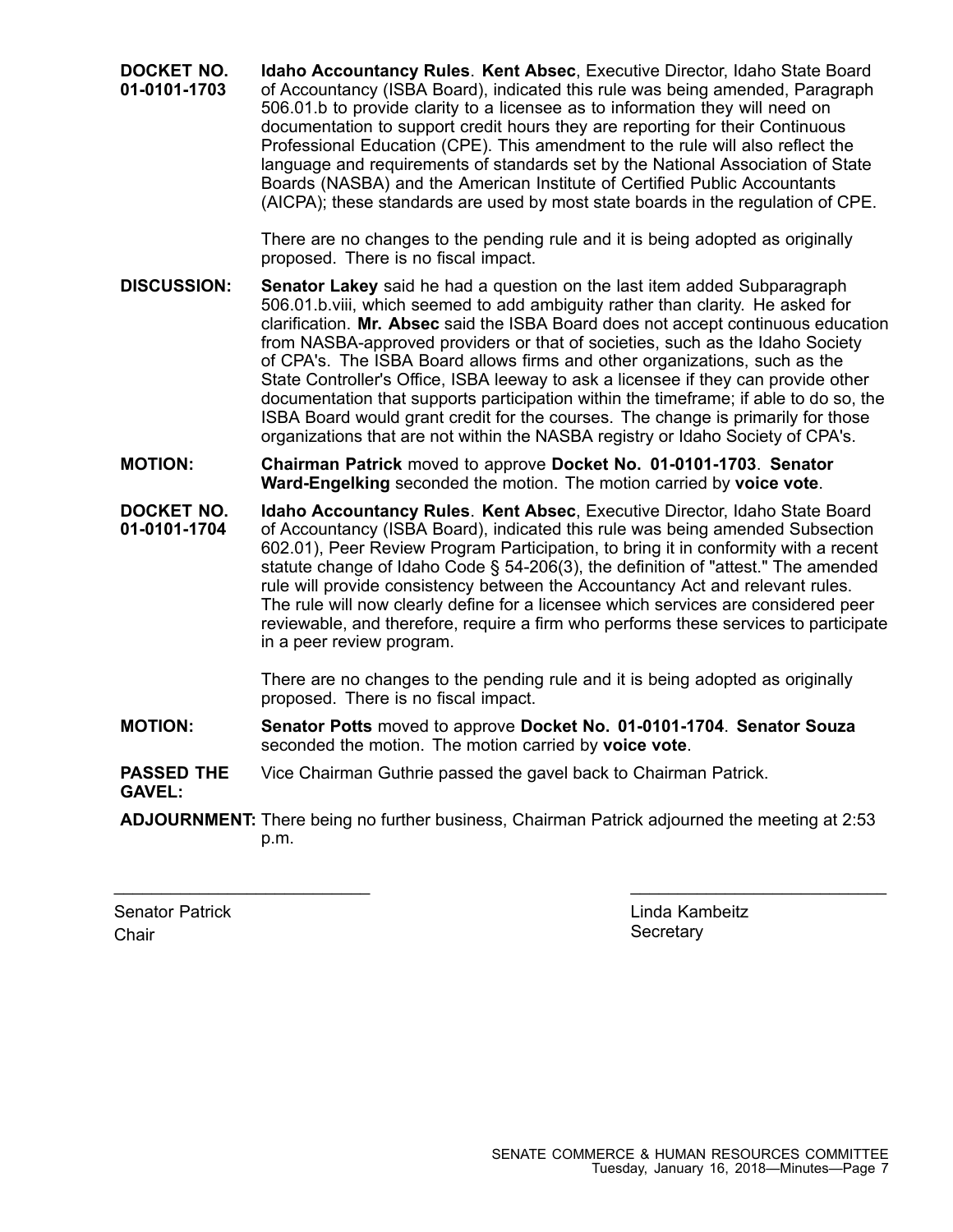**DOCKET NO. 01-0101-1703** **Idaho Accountancy Rules**. **Kent Absec**, Executive Director, Idaho State Board of Accountancy (ISBA Board), indicated this rule was being amended, Paragraph 506.01.b to provide clarity to a licensee as to information they will need on documentation to support credit hours they are reporting for their Continuous Professional Education (CPE). This amendment to the rule will also reflect the language and requirements of standards set by the National Association of State Boards (NASBA) and the American Institute of Certified Public Accountants (AICPA); these standards are used by most state boards in the regulation of CPE.

There are no changes to the pending rule and it is being adopted as originally proposed. There is no fiscal impact.

**DISCUSSION:** **Senator Lakey** said he had a question on the last item added Subparagraph 506.01.b.viii, which seemed to add ambiguity rather than clarity. He asked for clarification. **Mr. Absec** said the ISBA Board does not accept continuous education from NASBA-approved providers or that of societies, such as the Idaho Society of CPA's. The ISBA Board allows firms and other organizations, such as the State Controller's Office, ISBA leeway to ask a licensee if they can provide other documentation that supports participation within the timeframe; if able to do so, the ISBA Board would grant credit for the courses. The change is primarily for those organizations that are not within the NASBA registry or Idaho Society of CPA's.

**MOTION:** **Chairman Patrick** moved to approve **Docket No. 01-0101-1703**. **Senator Ward-Engelking** seconded the motion. The motion carried by **voice vote**.

**DOCKET NO. 01-0101-1704** **Idaho Accountancy Rules**. **Kent Absec**, Executive Director, Idaho State Board of Accountancy (ISBA Board), indicated this rule was being amended Subsection 602.01), Peer Review Program Participation, to bring it in conformity with a recent statute change of Idaho Code § 54-206(3), the definition of "attest." The amended rule will provide consistency between the Accountancy Act and relevant rules. The rule will now clearly define for a licensee which services are considered peer reviewable, and therefore, require a firm who performs these services to participate in a peer review program.

There are no changes to the pending rule and it is being adopted as originally proposed. There is no fiscal impact.

**MOTION:** **Senator Potts** moved to approve **Docket No. 01-0101-1704**. **Senator Souza** seconded the motion. The motion carried by **voice vote**.

**PASSED THE GAVEL:** Vice Chairman Guthrie passed the gavel back to Chairman Patrick.

**ADJOURNMENT:** There being no further business, Chairman Patrick adjourned the meeting at 2:53 p.m.

___________________________ ___________________________

Senator Patrick
Chair

Linda Kambeitz
Secretary